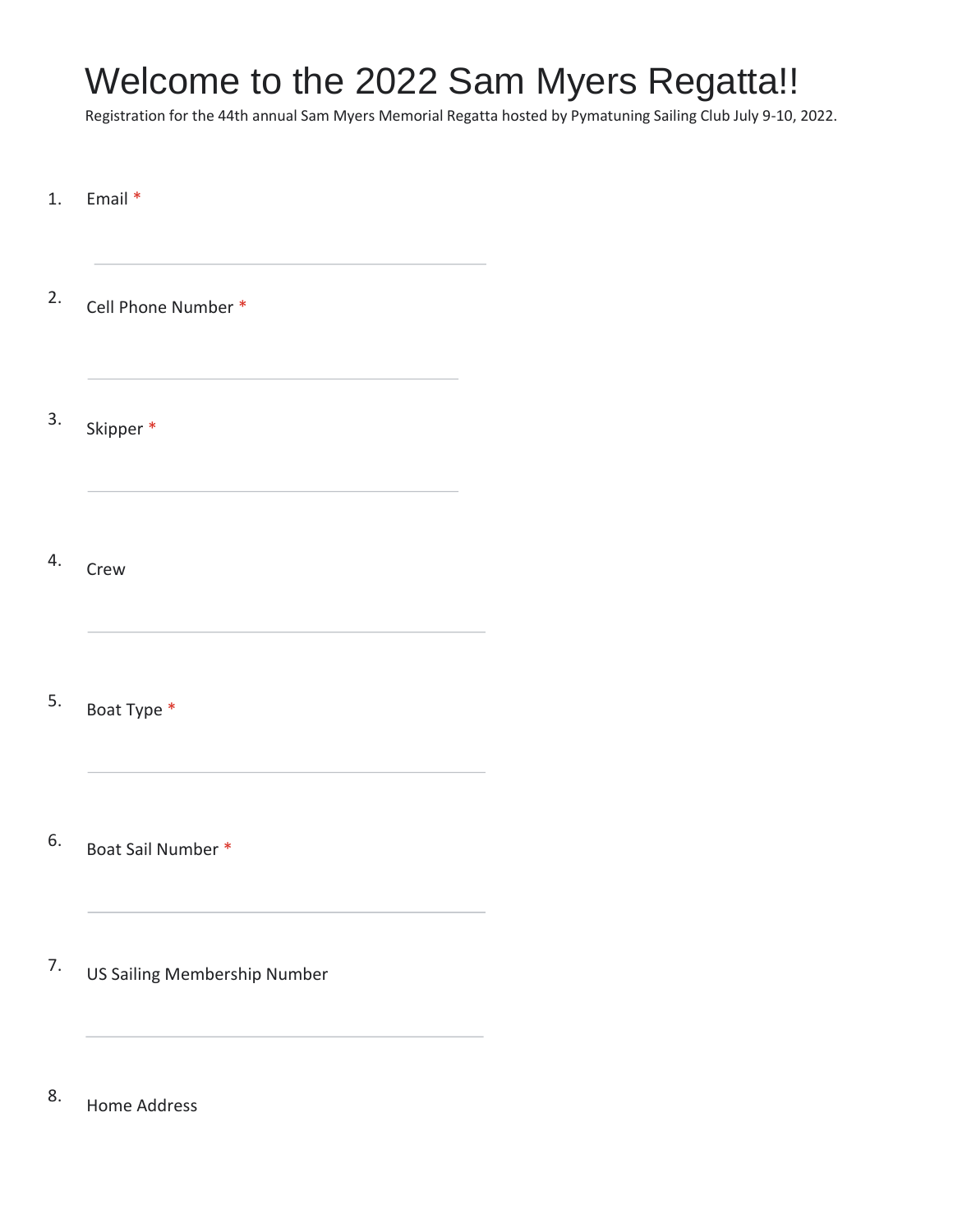# Welcome to the 2022 Sam Myers Regatta!!

Registration for the 44th annual Sam Myers Memorial Regatta hosted by Pymatuning Sailing Club July 9-10, 2022.

1. Email *

2. Cell Phone Number *

3. Skipper *

4. Crew

5. Boat Type *

6. Boat Sail Number *

7. US Sailing Membership Number

8. Home Address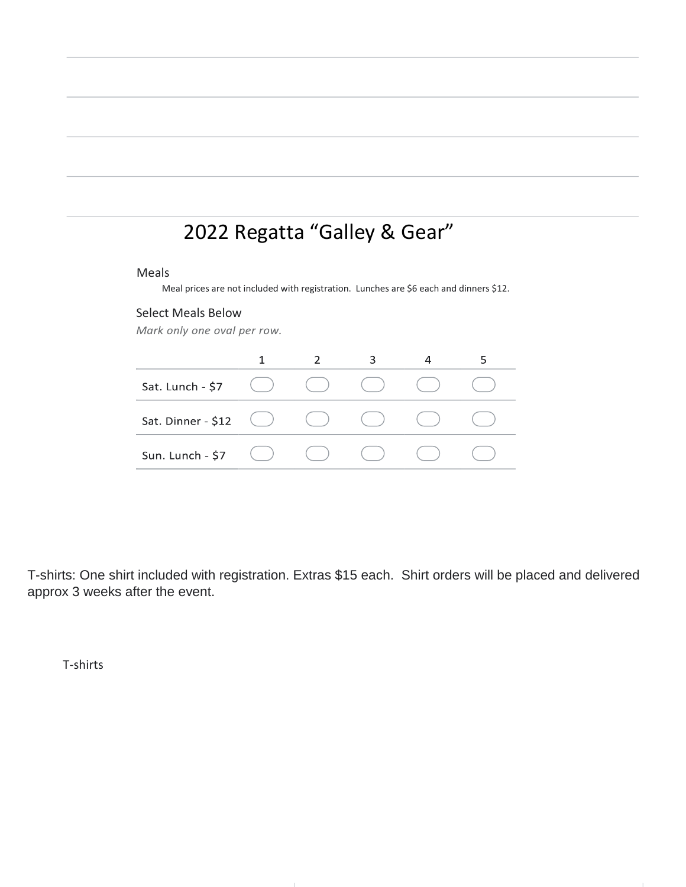# 2022 Regatta “Galley & Gear”

Meals

Meal prices are not included with registration. Lunches are $6 each and dinners $12.

Select Meals Below

*Mark only one oval per row.*

| | 1 | 2 | 3 | 4 | 5 |
|---|---|---|---|---|---|
| Sat. Lunch - $7 | ⬭ | ⬭ | ⬭ | ⬭ | ⬭ |
| Sat. Dinner - $12 | ⬭ | ⬭ | ⬭ | ⬭ | ⬭ |
| Sun. Lunch - $7 | ⬭ | ⬭ | ⬭ | ⬭ | ⬭ |

T-shirts: One shirt included with registration. Extras $15 each. Shirt orders will be placed and delivered approx 3 weeks after the event.

T-shirts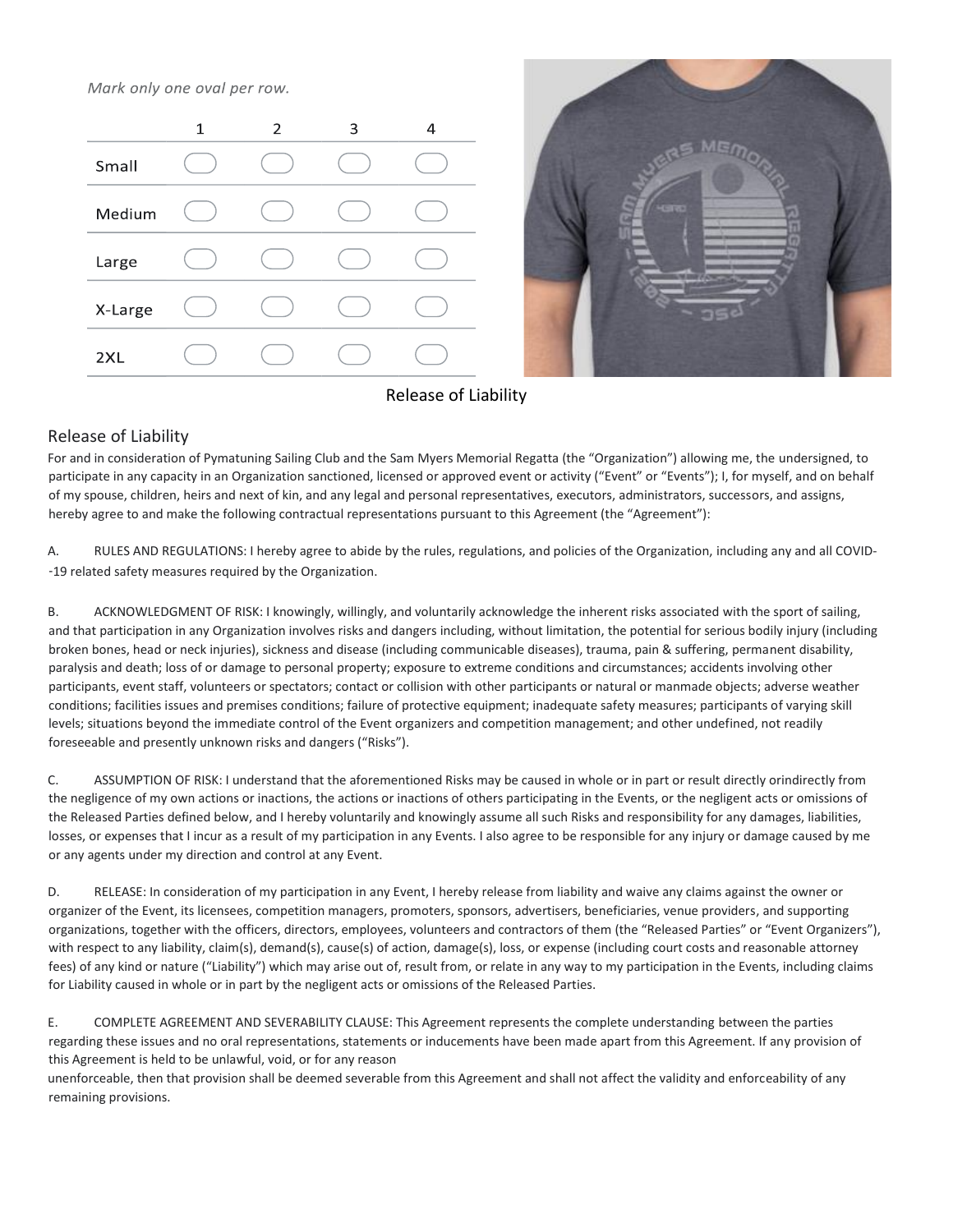*Mark only one oval per row.*

| | 1 | 2 | 3 | 4 |
|---|---|---|---|---|
| Small | ◯ | ◯ | ◯ | ◯ |
| Medium | ◯ | ◯ | ◯ | ◯ |
| Large | ◯ | ◯ | ◯ | ◯ |
| X-Large | ◯ | ◯ | ◯ | ◯ |
| 2XL | ◯ | ◯ | ◯ | ◯ |

Release of Liability

## Release of Liability

For and in consideration of Pymatuning Sailing Club and the Sam Myers Memorial Regatta (the "Organization") allowing me, the undersigned, to participate in any capacity in an Organization sanctioned, licensed or approved event or activity ("Event" or "Events"); I, for myself, and on behalf of my spouse, children, heirs and next of kin, and any legal and personal representatives, executors, administrators, successors, and assigns, hereby agree to and make the following contractual representations pursuant to this Agreement (the "Agreement"):

A. RULES AND REGULATIONS: I hereby agree to abide by the rules, regulations, and policies of the Organization, including any and all COVID--19 related safety measures required by the Organization.

B. ACKNOWLEDGMENT OF RISK: I knowingly, willingly, and voluntarily acknowledge the inherent risks associated with the sport of sailing, and that participation in any Organization involves risks and dangers including, without limitation, the potential for serious bodily injury (including broken bones, head or neck injuries), sickness and disease (including communicable diseases), trauma, pain & suffering, permanent disability, paralysis and death; loss of or damage to personal property; exposure to extreme conditions and circumstances; accidents involving other participants, event staff, volunteers or spectators; contact or collision with other participants or natural or manmade objects; adverse weather conditions; facilities issues and premises conditions; failure of protective equipment; inadequate safety measures; participants of varying skill levels; situations beyond the immediate control of the Event organizers and competition management; and other undefined, not readily foreseeable and presently unknown risks and dangers ("Risks").

C. ASSUMPTION OF RISK: I understand that the aforementioned Risks may be caused in whole or in part or result directly orindirectly from the negligence of my own actions or inactions, the actions or inactions of others participating in the Events, or the negligent acts or omissions of the Released Parties defined below, and I hereby voluntarily and knowingly assume all such Risks and responsibility for any damages, liabilities, losses, or expenses that I incur as a result of my participation in any Events. I also agree to be responsible for any injury or damage caused by me or any agents under my direction and control at any Event.

D. RELEASE: In consideration of my participation in any Event, I hereby release from liability and waive any claims against the owner or organizer of the Event, its licensees, competition managers, promoters, sponsors, advertisers, beneficiaries, venue providers, and supporting organizations, together with the officers, directors, employees, volunteers and contractors of them (the "Released Parties" or "Event Organizers"), with respect to any liability, claim(s), demand(s), cause(s) of action, damage(s), loss, or expense (including court costs and reasonable attorney fees) of any kind or nature ("Liability") which may arise out of, result from, or relate in any way to my participation in the Events, including claims for Liability caused in whole or in part by the negligent acts or omissions of the Released Parties.

E. COMPLETE AGREEMENT AND SEVERABILITY CLAUSE: This Agreement represents the complete understanding between the parties regarding these issues and no oral representations, statements or inducements have been made apart from this Agreement. If any provision of this Agreement is held to be unlawful, void, or for any reason unenforceable, then that provision shall be deemed severable from this Agreement and shall not affect the validity and enforceability of any remaining provisions.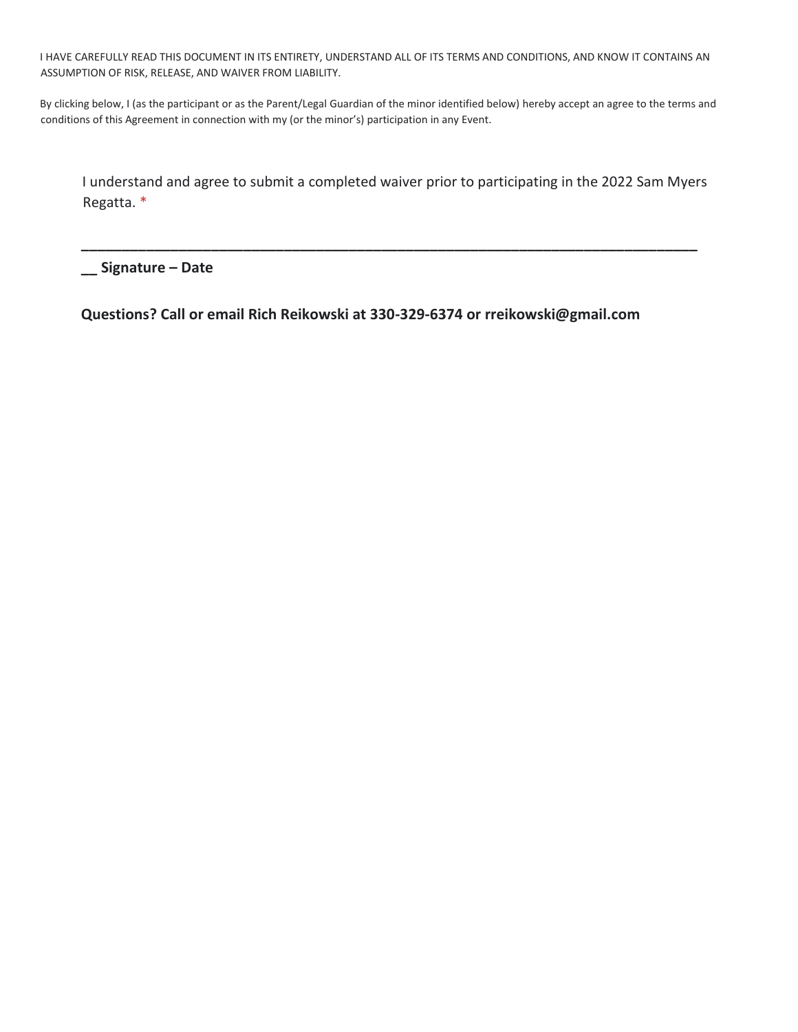I HAVE CAREFULLY READ THIS DOCUMENT IN ITS ENTIRETY, UNDERSTAND ALL OF ITS TERMS AND CONDITIONS, AND KNOW IT CONTAINS AN ASSUMPTION OF RISK, RELEASE, AND WAIVER FROM LIABILITY.

By clicking below, I (as the participant or as the Parent/Legal Guardian of the minor identified below) hereby accept an agree to the terms and conditions of this Agreement in connection with my (or the minor's) participation in any Event.

I understand and agree to submit a completed waiver prior to participating in the 2022 Sam Myers Regatta. *

**_______________________________________________________________________________**

**__ Signature – Date**

**Questions? Call or email Rich Reikowski at 330-329-6374 or rreikowski@gmail.com**